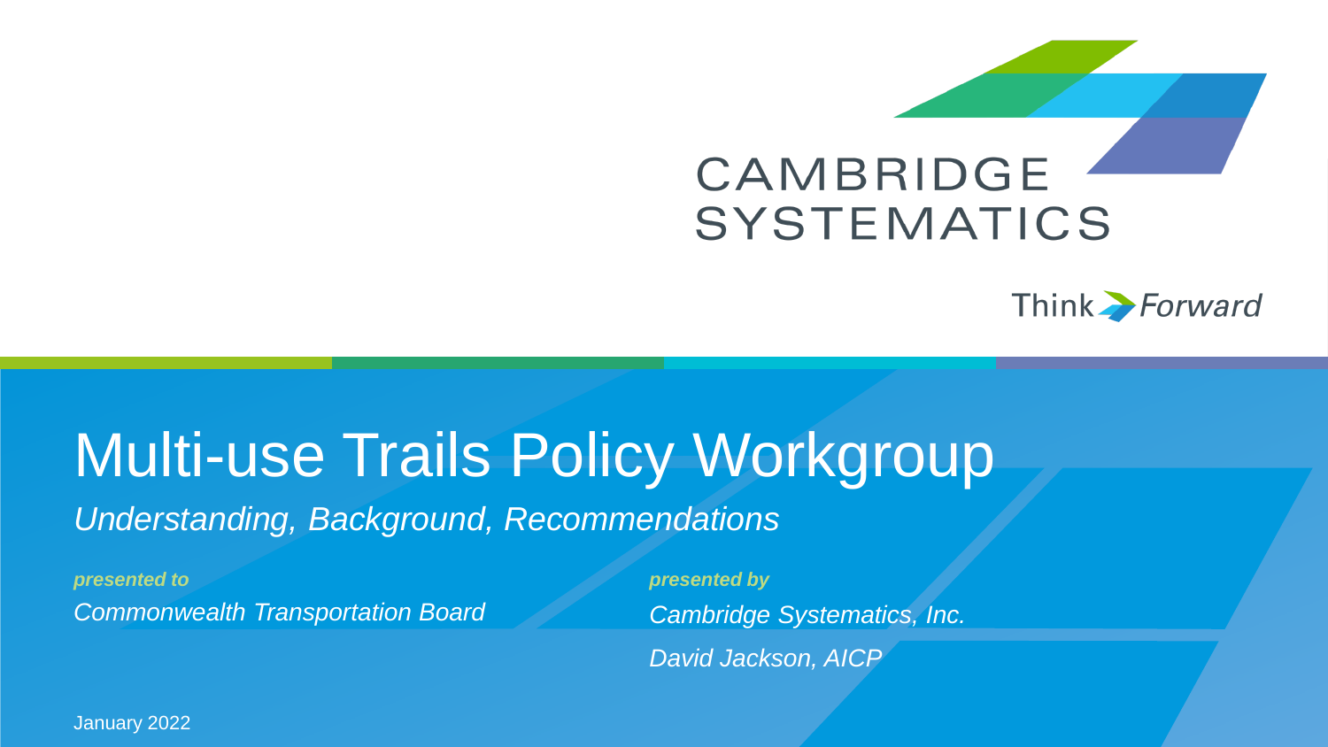CAMBRIDGE SYSTEMATICS

Think Forward

# Multi-use Trails Policy Workgroup

*Understanding, Background, Recommendations*

***presented to***

*Commonwealth Transportation Board*

***presented by***

*Cambridge Systematics, Inc.*

*David Jackson, AICP*

January 2022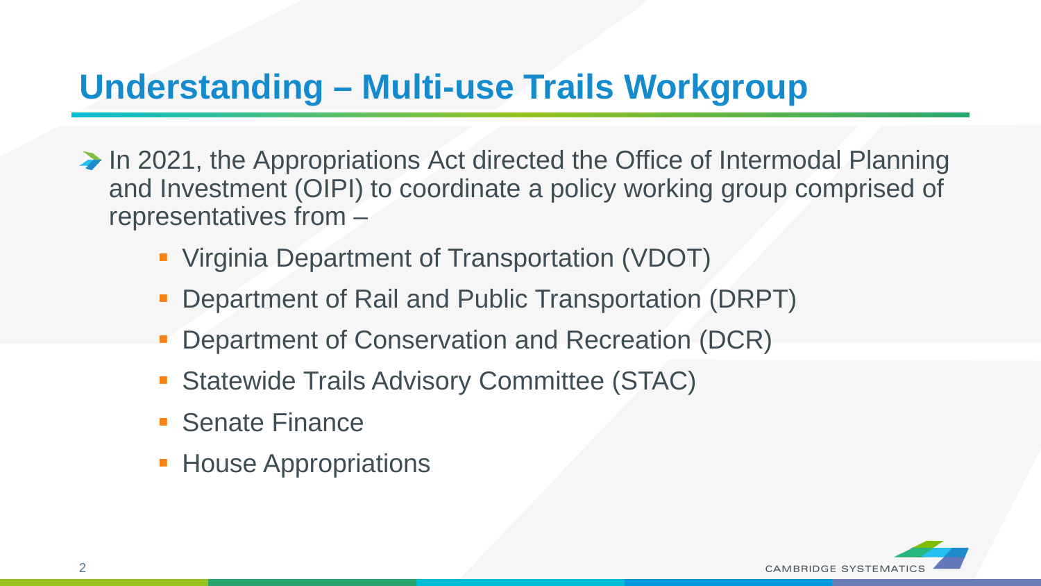# Understanding – Multi-use Trails Workgroup

- In 2021, the Appropriations Act directed the Office of Intermodal Planning and Investment (OIPI) to coordinate a policy working group comprised of representatives from –
  - Virginia Department of Transportation (VDOT)
  - Department of Rail and Public Transportation (DRPT)
  - Department of Conservation and Recreation (DCR)
  - Statewide Trails Advisory Committee (STAC)
  - Senate Finance
  - House Appropriations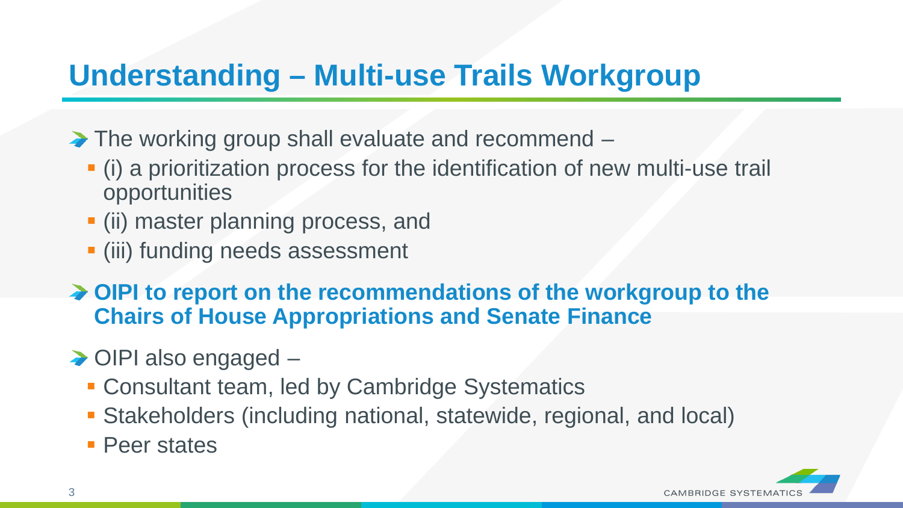# Understanding – Multi-use Trails Workgroup

- The working group shall evaluate and recommend –
  - (i) a prioritization process for the identification of new multi-use trail opportunities
  - (ii) master planning process, and
  - (iii) funding needs assessment
- **OIPI to report on the recommendations of the workgroup to the Chairs of House Appropriations and Senate Finance**
- OIPI also engaged –
  - Consultant team, led by Cambridge Systematics
  - Stakeholders (including national, statewide, regional, and local)
  - Peer states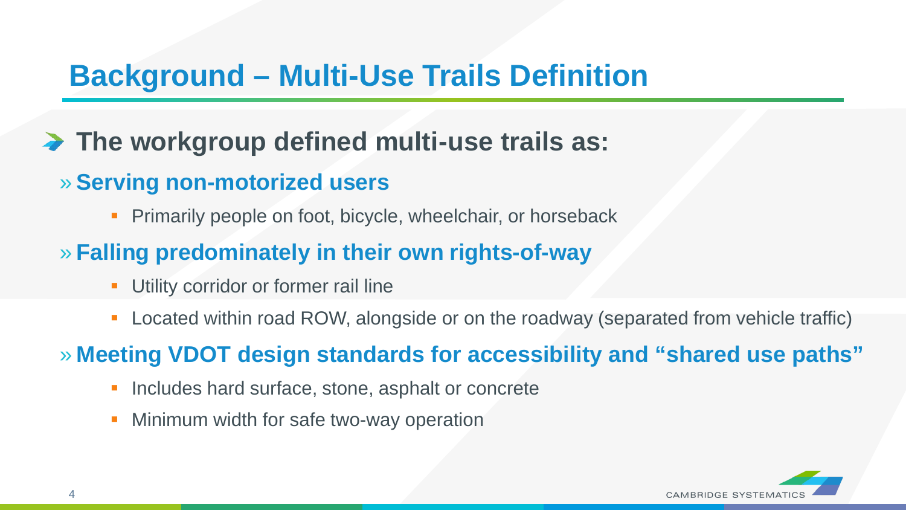# Background – Multi-Use Trails Definition

- **The workgroup defined multi-use trails as:**
  - **Serving non-motorized users**
    - Primarily people on foot, bicycle, wheelchair, or horseback
  - **Falling predominately in their own rights-of-way**
    - Utility corridor or former rail line
    - Located within road ROW, alongside or on the roadway (separated from vehicle traffic)
  - **Meeting VDOT design standards for accessibility and "shared use paths"**
    - Includes hard surface, stone, asphalt or concrete
    - Minimum width for safe two-way operation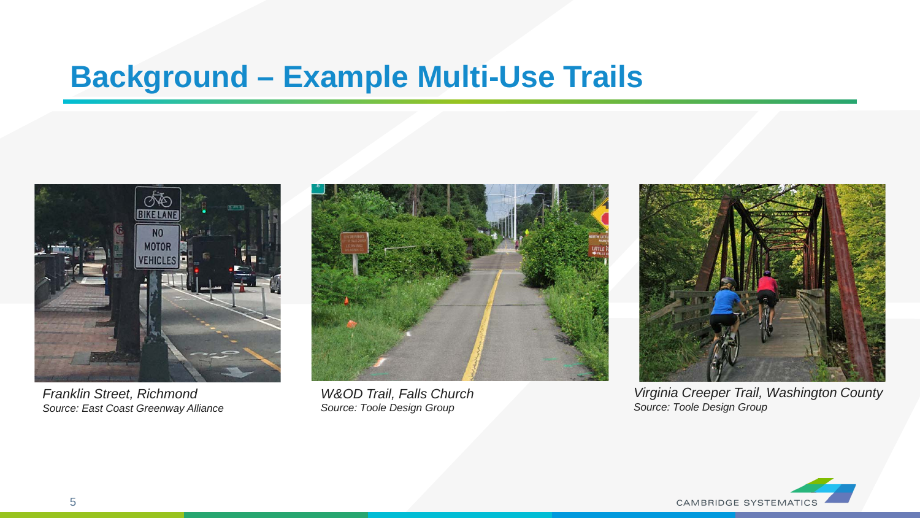# Background – Example Multi-Use Trails

*Franklin Street, Richmond*
*Source: East Coast Greenway Alliance*

*W&OD Trail, Falls Church*
*Source: Toole Design Group*

*Virginia Creeper Trail, Washington County*
*Source: Toole Design Group*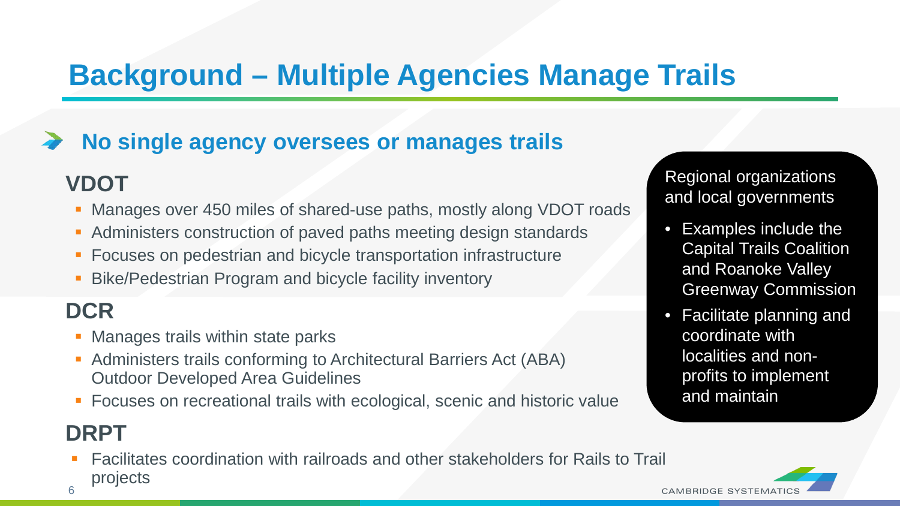# Background – Multiple Agencies Manage Trails

## No single agency oversees or manages trails

### VDOT

- Manages over 450 miles of shared-use paths, mostly along VDOT roads
- Administers construction of paved paths meeting design standards
- Focuses on pedestrian and bicycle transportation infrastructure
- Bike/Pedestrian Program and bicycle facility inventory

### DCR

- Manages trails within state parks
- Administers trails conforming to Architectural Barriers Act (ABA) Outdoor Developed Area Guidelines
- Focuses on recreational trails with ecological, scenic and historic value

### DRPT

- Facilitates coordination with railroads and other stakeholders for Rails to Trail projects

Regional organizations and local governments

- Examples include the Capital Trails Coalition and Roanoke Valley Greenway Commission
- Facilitate planning and coordinate with localities and non-profits to implement and maintain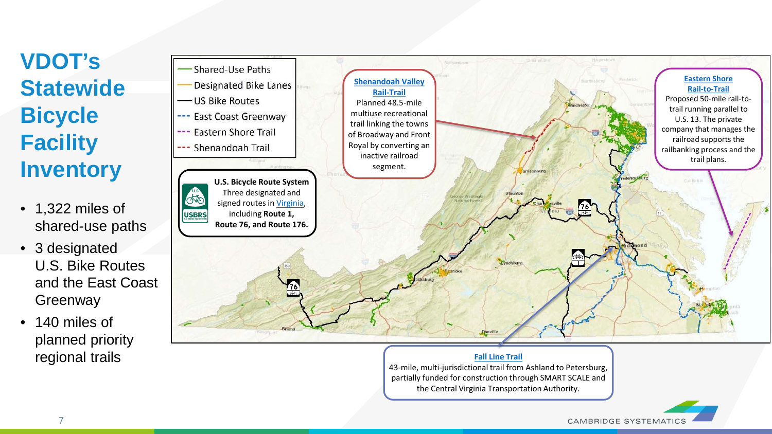# VDOT's Statewide Bicycle Facility Inventory

- 1,322 miles of shared-use paths
- 3 designated U.S. Bike Routes and the East Coast Greenway
- 140 miles of planned priority regional trails

- Shared-Use Paths
- Designated Bike Lanes
- US Bike Routes
- East Coast Greenway
- Eastern Shore Trail
- Shenandoah Trail

**U.S. Bicycle Route System**
Three designated and signed routes in Virginia, including **Route 1, Route 76, and Route 176.**

**Shenandoah Valley Rail-Trail**
Planned 48.5-mile multiuse recreational trail linking the towns of Broadway and Front Royal by converting an inactive railroad segment.

**Eastern Shore Rail-to-Trail**
Proposed 50-mile rail-to-trail running parallel to U.S. 13. The private company that manages the railroad supports the railbanking process and the trail plans.

**Fall Line Trail**
43-mile, multi-jurisdictional trail from Ashland to Petersburg, partially funded for construction through SMART SCALE and the Central Virginia Transportation Authority.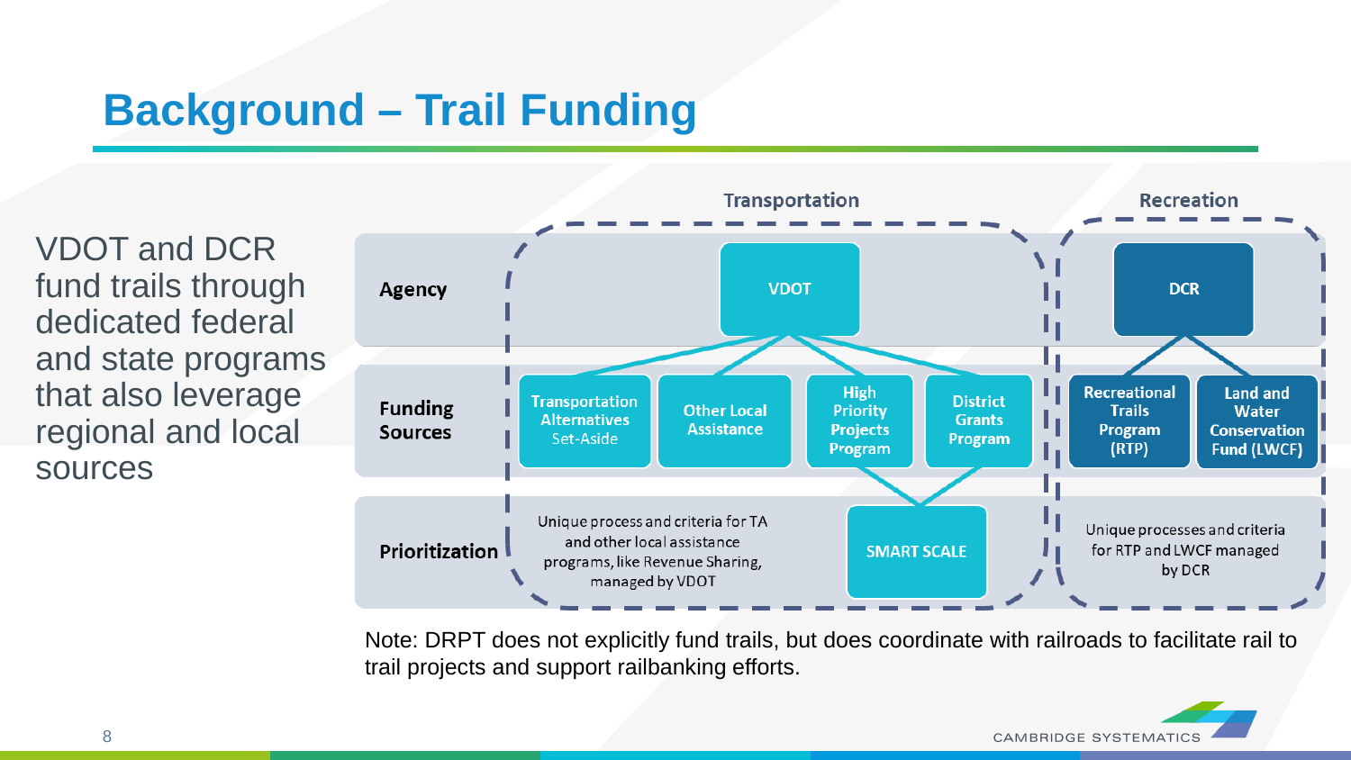# Background – Trail Funding

VDOT and DCR fund trails through dedicated federal and state programs that also leverage regional and local sources

| | Transportation | | | | Recreation | |
|---|---|---|---|---|---|---|
| **Agency** | VDOT | | | | DCR | |
| **Funding Sources** | Transportation Alternatives Set-Aside | Other Local Assistance | High Priority Projects Program | District Grants Program | Recreational Trails Program (RTP) | Land and Water Conservation Fund (LWCF) |
| **Prioritization** | Unique process and criteria for TA and other local assistance programs, like Revenue Sharing, managed by VDOT | | SMART SCALE | | Unique processes and criteria for RTP and LWCF managed by DCR | |

Note: DRPT does not explicitly fund trails, but does coordinate with railroads to facilitate rail to trail projects and support railbanking efforts.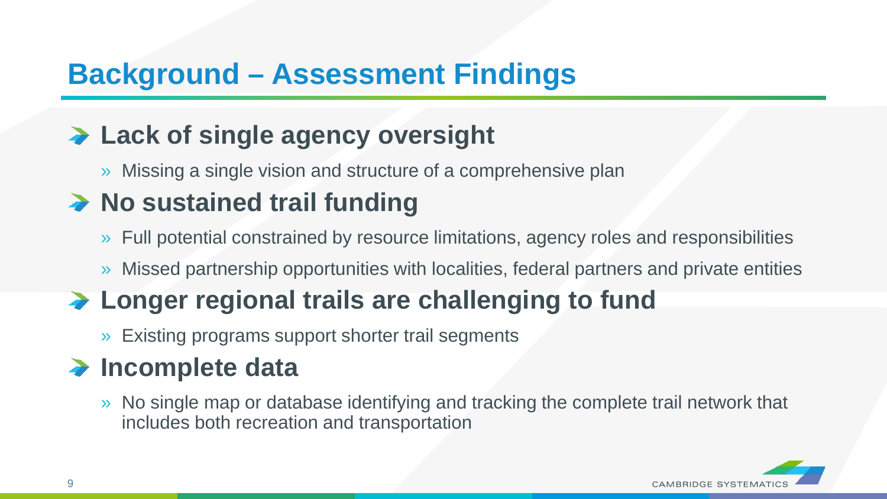# Background – Assessment Findings

- **Lack of single agency oversight**
  - Missing a single vision and structure of a comprehensive plan
- **No sustained trail funding**
  - Full potential constrained by resource limitations, agency roles and responsibilities
  - Missed partnership opportunities with localities, federal partners and private entities
- **Longer regional trails are challenging to fund**
  - Existing programs support shorter trail segments
- **Incomplete data**
  - No single map or database identifying and tracking the complete trail network that includes both recreation and transportation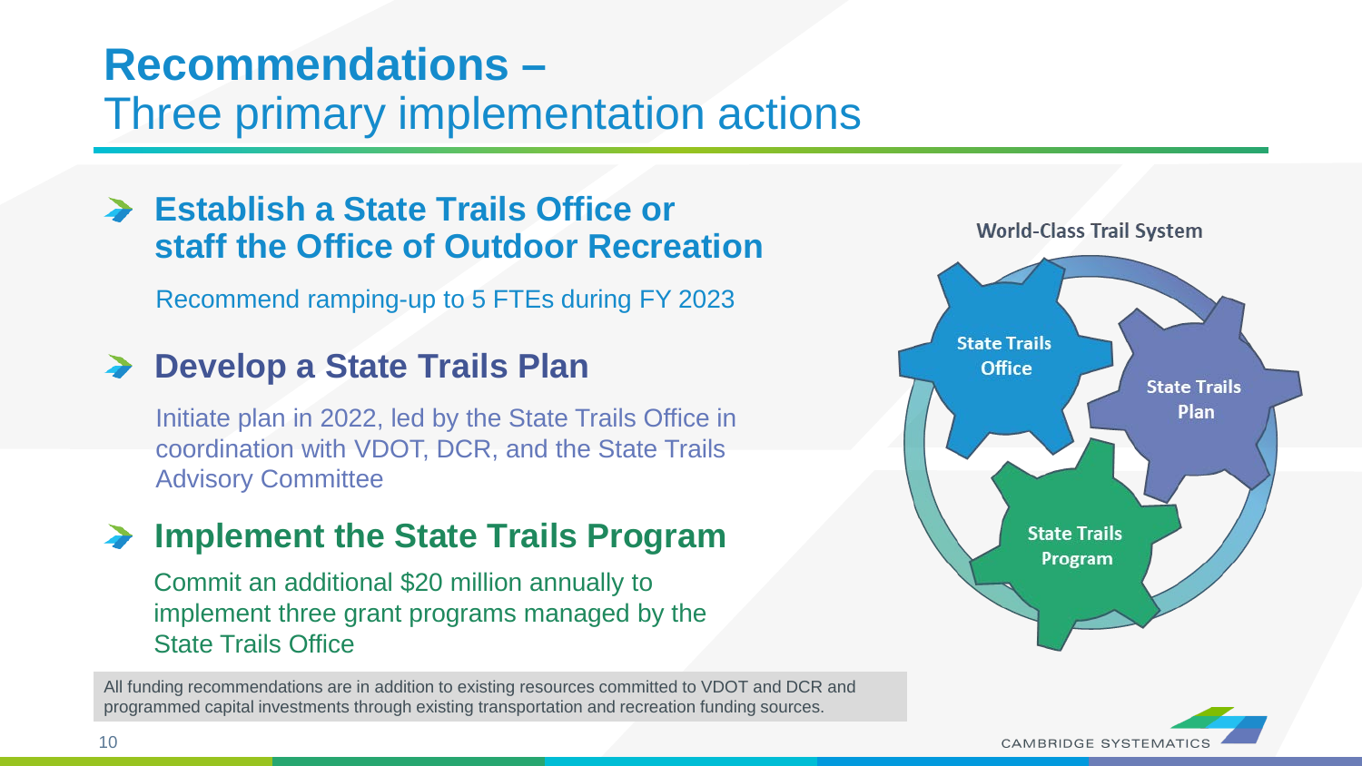# Recommendations – Three primary implementation actions

## Establish a State Trails Office or staff the Office of Outdoor Recreation

Recommend ramping-up to 5 FTEs during FY 2023

## Develop a State Trails Plan

Initiate plan in 2022, led by the State Trails Office in coordination with VDOT, DCR, and the State Trails Advisory Committee

## Implement the State Trails Program

Commit an additional $20 million annually to implement three grant programs managed by the State Trails Office

World-Class Trail System

State Trails Office

State Trails Plan

State Trails Program

All funding recommendations are in addition to existing resources committed to VDOT and DCR and programmed capital investments through existing transportation and recreation funding sources.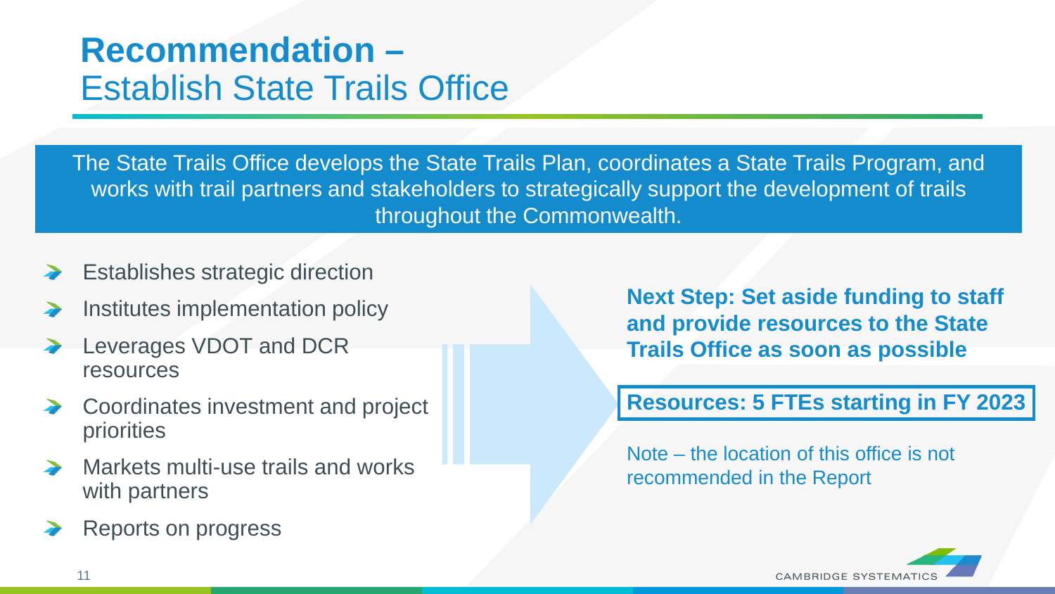# Recommendation – Establish State Trails Office

The State Trails Office develops the State Trails Plan, coordinates a State Trails Program, and works with trail partners and stakeholders to strategically support the development of trails throughout the Commonwealth.

- Establishes strategic direction
- Institutes implementation policy
- Leverages VDOT and DCR resources
- Coordinates investment and project priorities
- Markets multi-use trails and works with partners
- Reports on progress

**Next Step: Set aside funding to staff and provide resources to the State Trails Office as soon as possible**

**Resources: 5 FTEs starting in FY 2023**

Note – the location of this office is not recommended in the Report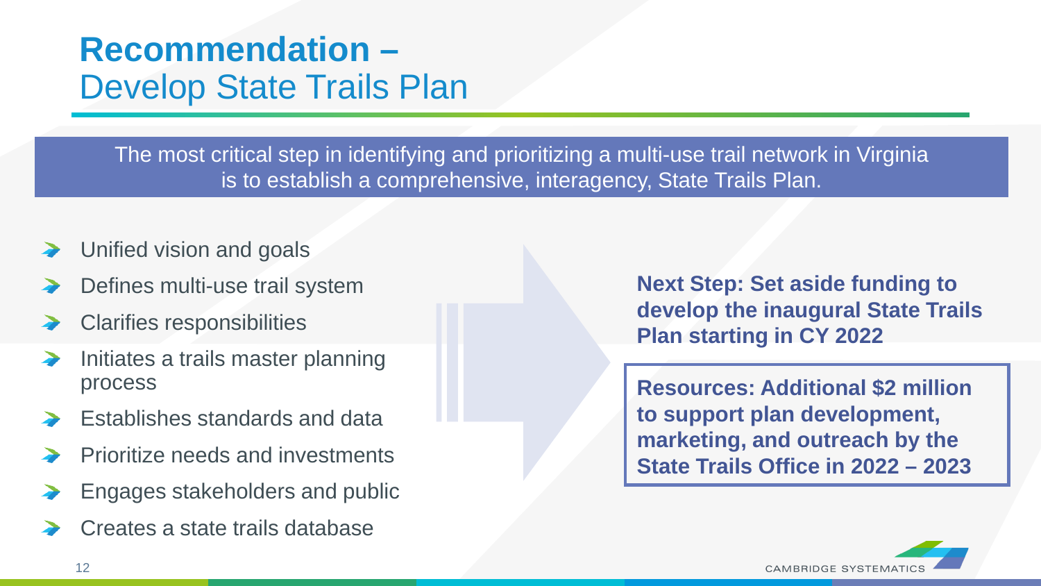# Recommendation – Develop State Trails Plan

The most critical step in identifying and prioritizing a multi-use trail network in Virginia is to establish a comprehensive, interagency, State Trails Plan.

- Unified vision and goals
- Defines multi-use trail system
- Clarifies responsibilities
- Initiates a trails master planning process
- Establishes standards and data
- Prioritize needs and investments
- Engages stakeholders and public
- Creates a state trails database

**Next Step: Set aside funding to develop the inaugural State Trails Plan starting in CY 2022**

**Resources: Additional $2 million to support plan development, marketing, and outreach by the State Trails Office in 2022 – 2023**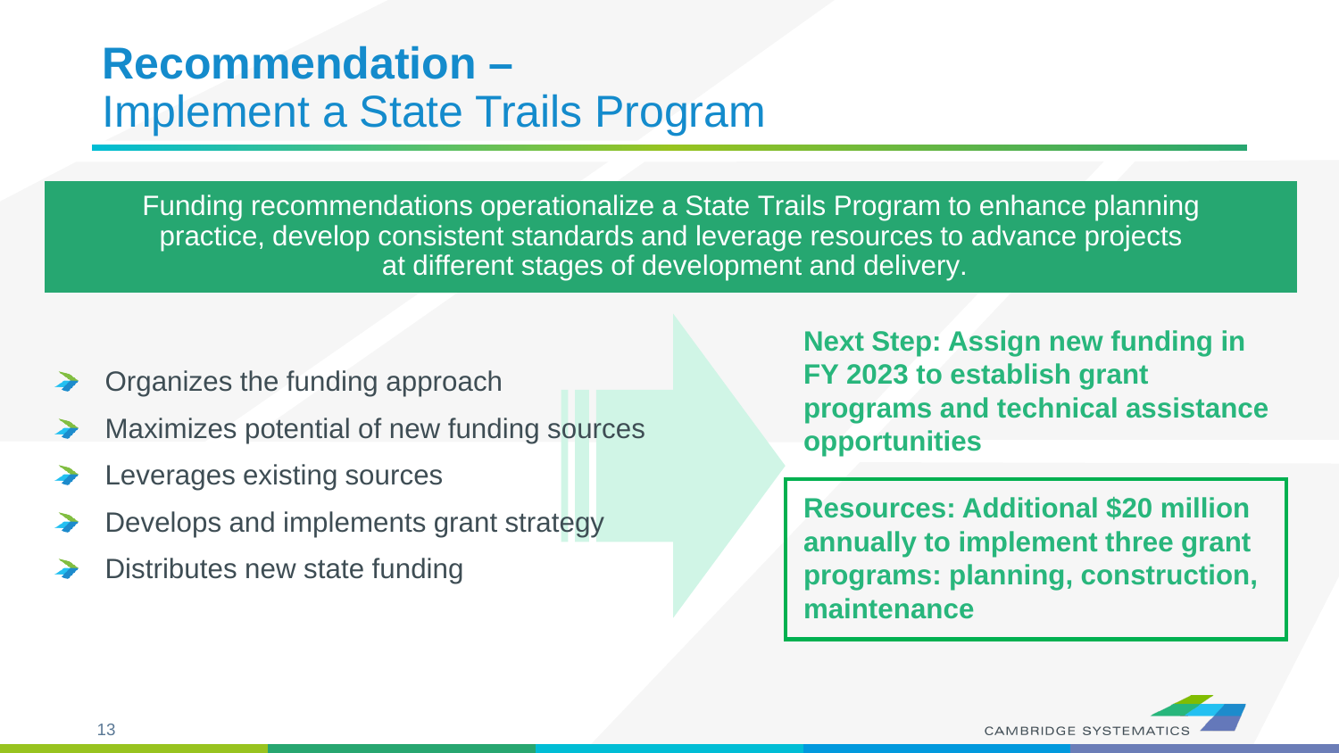# Recommendation – Implement a State Trails Program

Funding recommendations operationalize a State Trails Program to enhance planning practice, develop consistent standards and leverage resources to advance projects at different stages of development and delivery.

- Organizes the funding approach
- Maximizes potential of new funding sources
- Leverages existing sources
- Develops and implements grant strategy
- Distributes new state funding

**Next Step: Assign new funding in FY 2023 to establish grant programs and technical assistance opportunities**

**Resources: Additional $20 million annually to implement three grant programs: planning, construction, maintenance**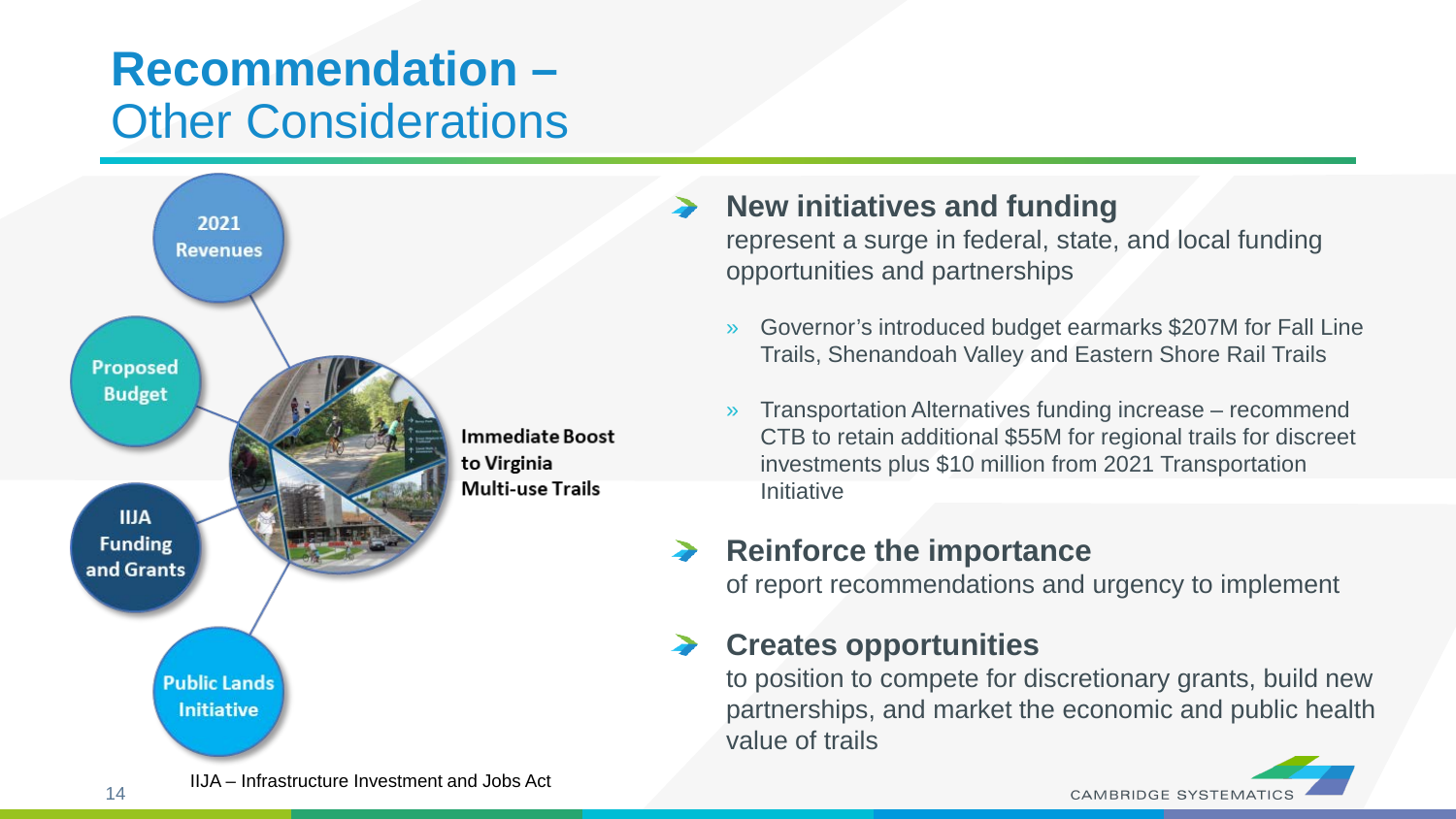# Recommendation – Other Considerations

2021 Revenues

Proposed Budget

IIJA Funding and Grants

Public Lands Initiative

Immediate Boost to Virginia Multi-use Trails

- **New initiatives and funding** represent a surge in federal, state, and local funding opportunities and partnerships
  - Governor's introduced budget earmarks $207M for Fall Line Trails, Shenandoah Valley and Eastern Shore Rail Trails
  - Transportation Alternatives funding increase – recommend CTB to retain additional $55M for regional trails for discreet investments plus $10 million from 2021 Transportation Initiative
- **Reinforce the importance** of report recommendations and urgency to implement
- **Creates opportunities** to position to compete for discretionary grants, build new partnerships, and market the economic and public health value of trails

IIJA – Infrastructure Investment and Jobs Act